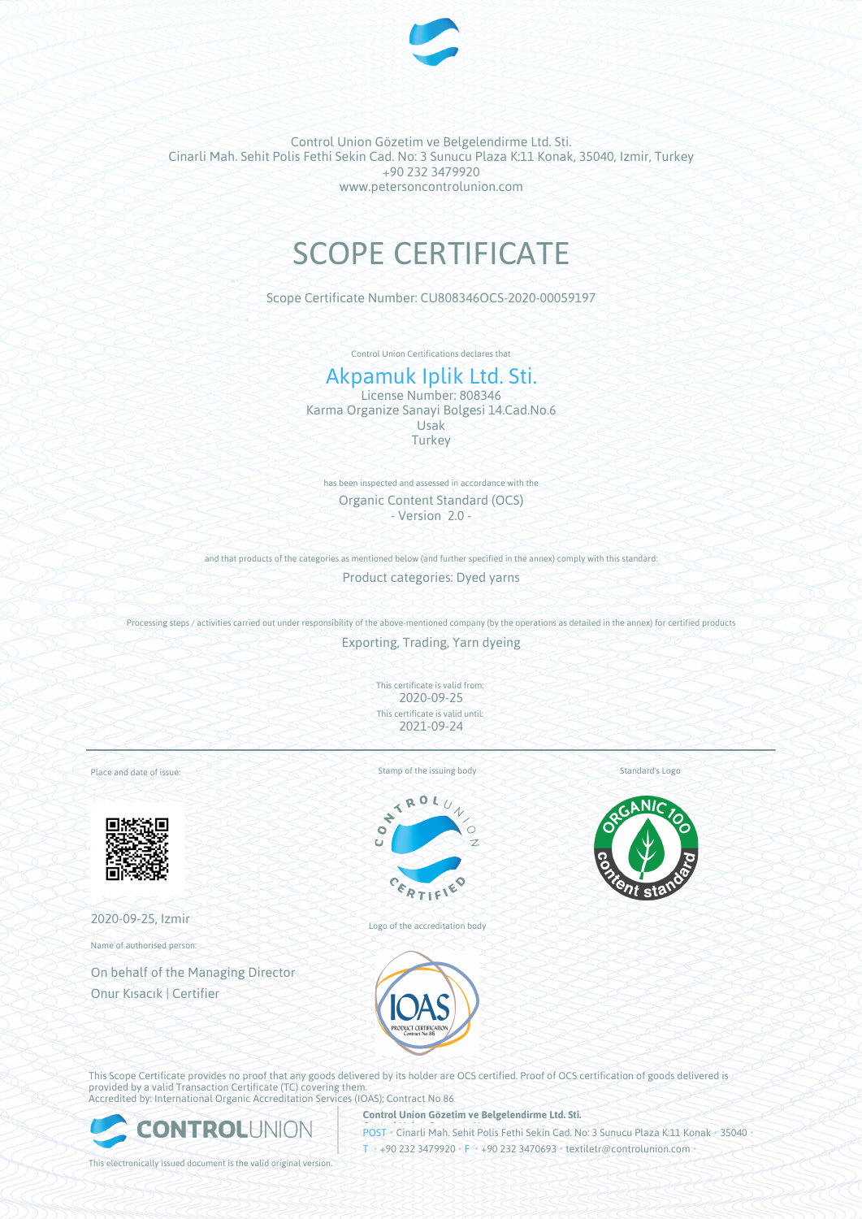Control Union Gözetim ve Belgelendirme Ltd. Sti.
Cinarli Mah. Sehit Polis Fethi Sekin Cad. No: 3 Sunucu Plaza K:11 Konak, 35040, Izmir, Turkey
+90 232 3479920
www.petersoncontrolunion.com

# SCOPE CERTIFICATE

Scope Certificate Number: CU808346OCS-2020-00059197

Control Union Certifications declares that

## Akpamuk Iplik Ltd. Sti.

License Number: 808346
Karma Organize Sanayi Bolgesi 14.Cad.No.6
Usak
Turkey

has been inspected and assessed in accordance with the

Organic Content Standard (OCS)
- Version 2.0 -

and that products of the categories as mentioned below (and further specified in the annex) comply with this standard:

Product categories: Dyed yarns

Processing steps / activities carried out under responsibility of the above-mentioned company (by the operations as detailed in the annex) for certified products

Exporting, Trading, Yarn dyeing

This certificate is valid from:
2020-09-25
This certificate is valid until:
2021-09-24

Place and date of issue:

2020-09-25, Izmir

Name of authorised person:

On behalf of the Managing Director
Onur Kısacık | Certifier

Stamp of the issuing body

Logo of the accreditation body

Standard's Logo

This Scope Certificate provides no proof that any goods delivered by its holder are OCS certified. Proof of OCS certification of goods delivered is provided by a valid Transaction Certificate (TC) covering them.
Accredited by: International Organic Accreditation Services (IOAS); Contract No 86

**Control Union Gözetim ve Belgelendirme Ltd. Sti.**
POST • Cinarli Mah. Sehit Polis Fethi Sekin Cad. No: 3 Sunucu Plaza K:11 Konak • 35040 •
T • +90 232 3479920 • F • +90 232 3470693 • textiletr@controlunion.com •

This electronically issued document is the valid original version.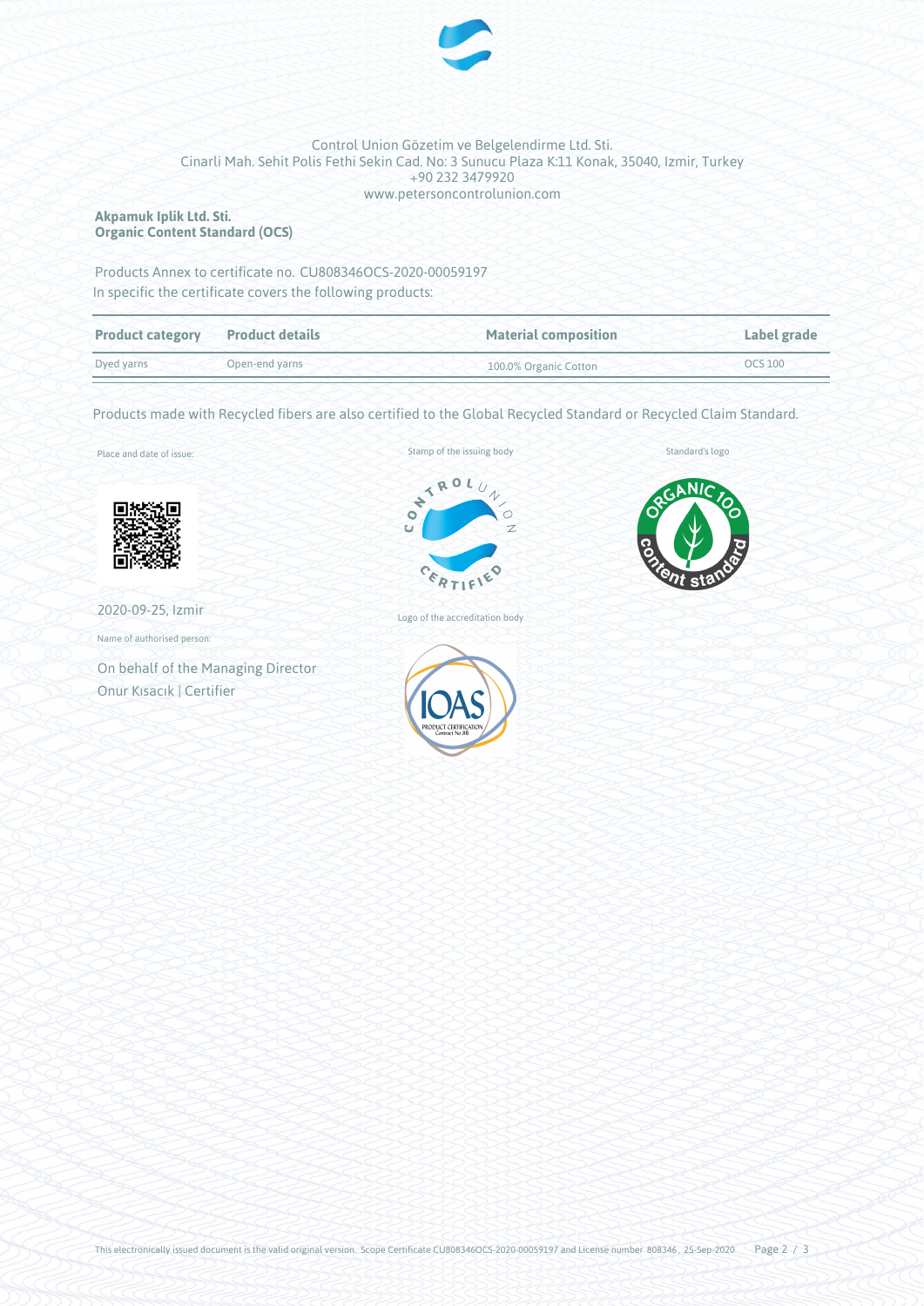Control Union Gözetim ve Belgelendirme Ltd. Sti.
Cinarli Mah. Sehit Polis Fethi Sekin Cad. No: 3 Sunucu Plaza K:11 Konak, 35040, Izmir, Turkey
+90 232 3479920
www.petersoncontrolunion.com

**Akpamuk Iplik Ltd. Sti.**
**Organic Content Standard (OCS)**

Products Annex to certificate no. CU808346OCS-2020-00059197
In specific the certificate covers the following products:

| Product category | Product details | Material composition | Label grade |
|---|---|---|---|
| Dyed yarns | Open-end yarns | 100.0% Organic Cotton | OCS 100 |

Products made with Recycled fibers are also certified to the Global Recycled Standard or Recycled Claim Standard.

Place and date of issue:

2020-09-25, Izmir

Name of authorised person:

On behalf of the Managing Director
Onur Kısacık | Certifier

Stamp of the issuing body

Logo of the accreditation body

Standard's logo

This electronically issued document is the valid original version. Scope Certificate CU808346OCS-2020-00059197 and License number 808346, 25-Sep-2020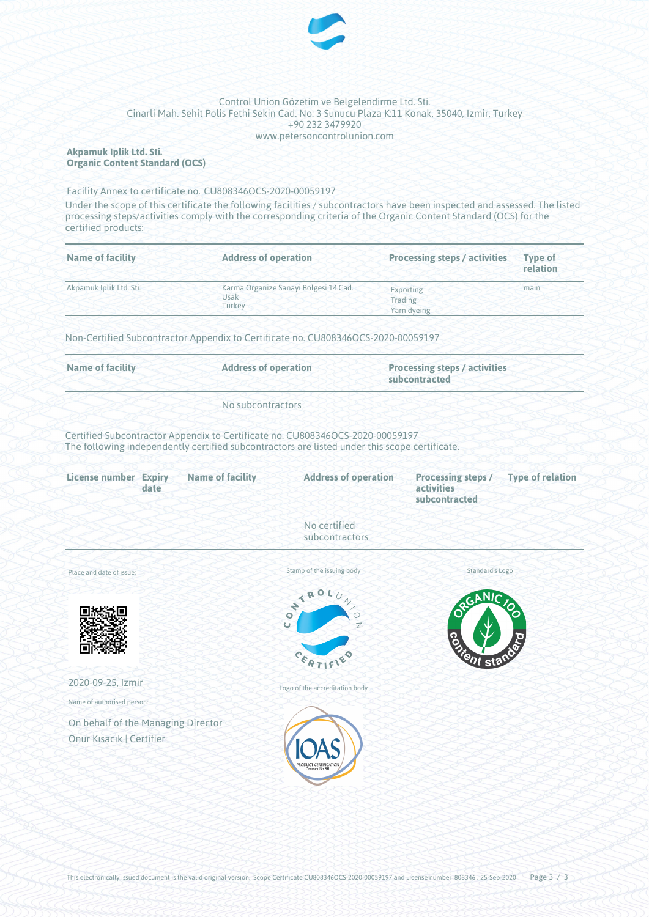Control Union Gözetim ve Belgelendirme Ltd. Sti.
Cinarli Mah. Sehit Polis Fethi Sekin Cad. No: 3 Sunucu Plaza K:11 Konak, 35040, Izmir, Turkey
+90 232 3479920
www.petersoncontrolunion.com

**Akpamuk Iplik Ltd. Sti.**
**Organic Content Standard (OCS)**

Facility Annex to certificate no. CU808346OCS-2020-00059197

Under the scope of this certificate the following facilities / subcontractors have been inspected and assessed. The listed processing steps/activities comply with the corresponding criteria of the Organic Content Standard (OCS) for the certified products:

| Name of facility | Address of operation | Processing steps / activities | Type of relation |
|---|---|---|---|
| Akpamuk Iplik Ltd. Sti. | Karma Organize Sanayi Bolgesi 14.Cad. Usak Turkey | Exporting Trading Yarn dyeing | main |

Non-Certified Subcontractor Appendix to Certificate no. CU808346OCS-2020-00059197

| Name of facility | Address of operation | Processing steps / activities subcontracted |
|---|---|---|
| | No subcontractors | |

Certified Subcontractor Appendix to Certificate no. CU808346OCS-2020-00059197
The following independently certified subcontractors are listed under this scope certificate.

| License number | Expiry date | Name of facility | Address of operation | Processing steps / activities subcontracted | Type of relation |
|---|---|---|---|---|---|
| | | | No certified subcontractors | | |

Place and date of issue:

2020-09-25, Izmir

Name of authorised person:

On behalf of the Managing Director
Onur Kısacık | Certifier

Stamp of the issuing body

Standard's Logo

Logo of the accreditation body

This electronically issued document is the valid original version. Scope Certificate CU808346OCS-2020-00059197 and License number 808346, 25-Sep-2020